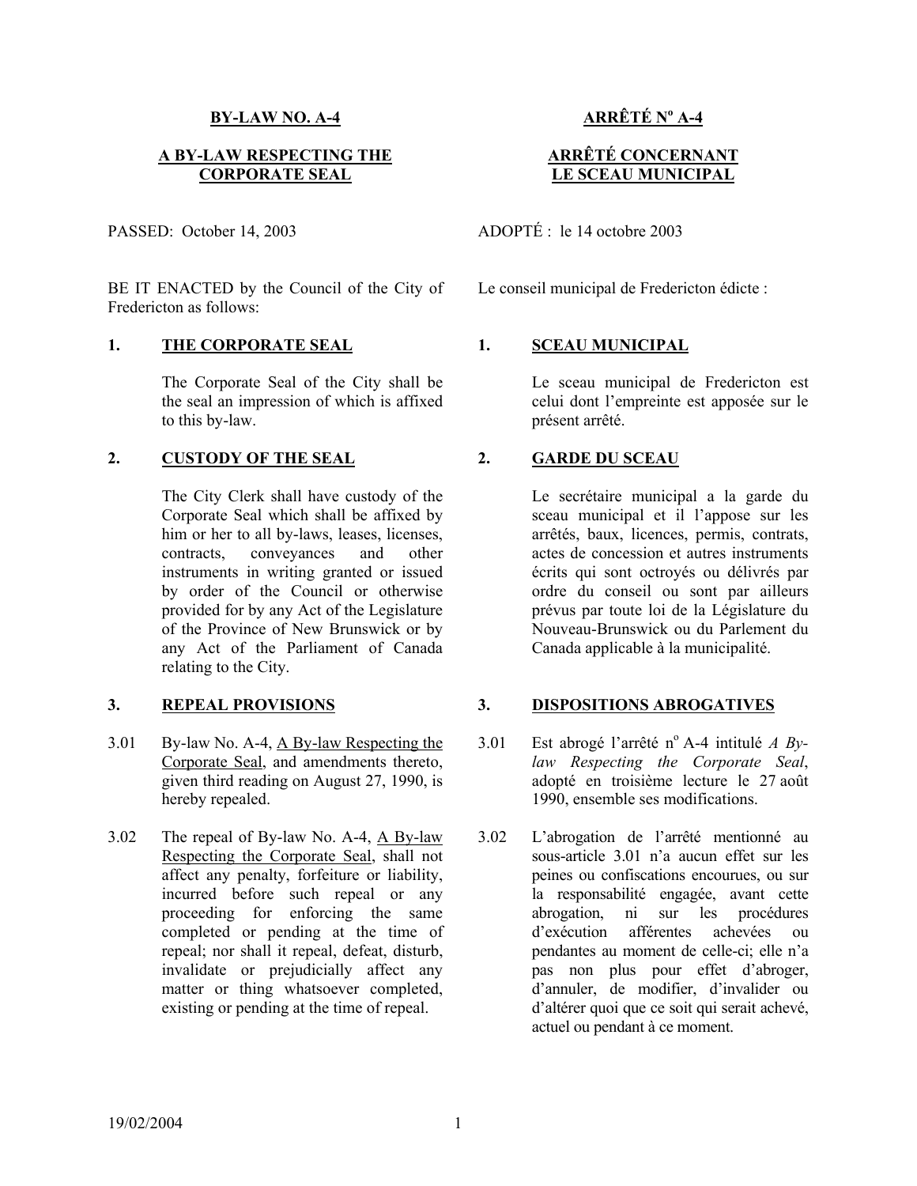## BY-LAW NO. A-4

## A BY-LAW RESPECTING THE CORPORATE SEAL

PASSED: October 14, 2003

BE IT ENACTED by the Council of the City of Fredericton as follows:

### 1. THE CORPORATE SEAL

The Corporate Seal of the City shall be the seal an impression of which is affixed to this by-law.

### 2. CUSTODY OF THE SEAL

The City Clerk shall have custody of the Corporate Seal which shall be affixed by him or her to all by-laws, leases, licenses, contracts, conveyances and other instruments in writing granted or issued by order of the Council or otherwise provided for by any Act of the Legislature of the Province of New Brunswick or by any Act of the Parliament of Canada relating to the City.

### 3. REPEAL PROVISIONS

3.01 By-law No. A-4, A By-law Respecting the Corporate Seal, and amendments thereto, given third reading on August 27, 1990, is hereby repealed.

3.02 The repeal of By-law No. A-4, A By-law Respecting the Corporate Seal, shall not affect any penalty, forfeiture or liability, incurred before such repeal or any proceeding for enforcing the same completed or pending at the time of repeal; nor shall it repeal, defeat, disturb, invalidate or prejudicially affect any matter or thing whatsoever completed, existing or pending at the time of repeal.

## ARRÊTÉ Nº A-4

## ARRÊTÉ CONCERNANT LE SCEAU MUNICIPAL

ADOPTÉ : le 14 octobre 2003

Le conseil municipal de Fredericton édicte :

### 1. SCEAU MUNICIPAL

Le sceau municipal de Fredericton est celui dont l'empreinte est apposée sur le présent arrêté.

### 2. GARDE DU SCEAU

Le secrétaire municipal a la garde du sceau municipal et il l'appose sur les arrêtés, baux, licences, permis, contrats, actes de concession et autres instruments écrits qui sont octroyés ou délivrés par ordre du conseil ou sont par ailleurs prévus par toute loi de la Législature du Nouveau-Brunswick ou du Parlement du Canada applicable à la municipalité.

### 3. DISPOSITIONS ABROGATIVES

3.01 Est abrogé l'arrêté nº A-4 intitulé *A By-law Respecting the Corporate Seal*, adopté en troisième lecture le 27 août 1990, ensemble ses modifications.

3.02 L'abrogation de l'arrêté mentionné au sous-article 3.01 n'a aucun effet sur les peines ou confiscations encourues, ou sur la responsabilité engagée, avant cette abrogation, ni sur les procédures d'exécution afférentes achevées ou pendantes au moment de celle-ci; elle n'a pas non plus pour effet d'abroger, d'annuler, de modifier, d'invalider ou d'altérer quoi que ce soit qui serait achevé, actuel ou pendant à ce moment.

19/02/2004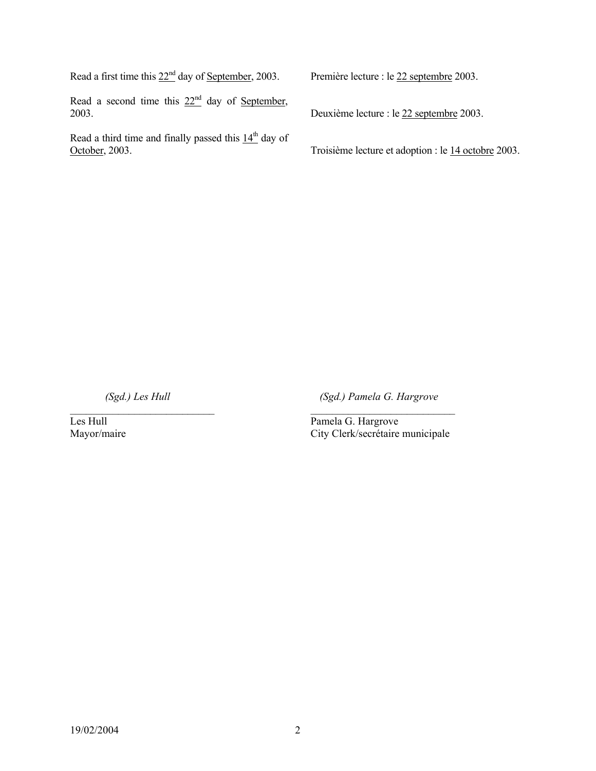Read a first time this 22nd day of September, 2003.

Première lecture : le 22 septembre 2003.

Read a second time this 22nd day of September, 2003.

Deuxième lecture : le 22 septembre 2003.

Read a third time and finally passed this 14th day of October, 2003.

Troisième lecture et adoption : le 14 octobre 2003.

*(Sgd.) Les Hull*

\_\_\_\_\_\_\_\_\_\_\_\_\_\_\_\_\_\_\_\_\_\_\_\_\_\_\_\_

Les Hull
Mayor/maire

*(Sgd.) Pamela G. Hargrove*

\_\_\_\_\_\_\_\_\_\_\_\_\_\_\_\_\_\_\_\_\_\_\_\_\_\_\_\_

Pamela G. Hargrove
City Clerk/secrétaire municipale

19/02/2004